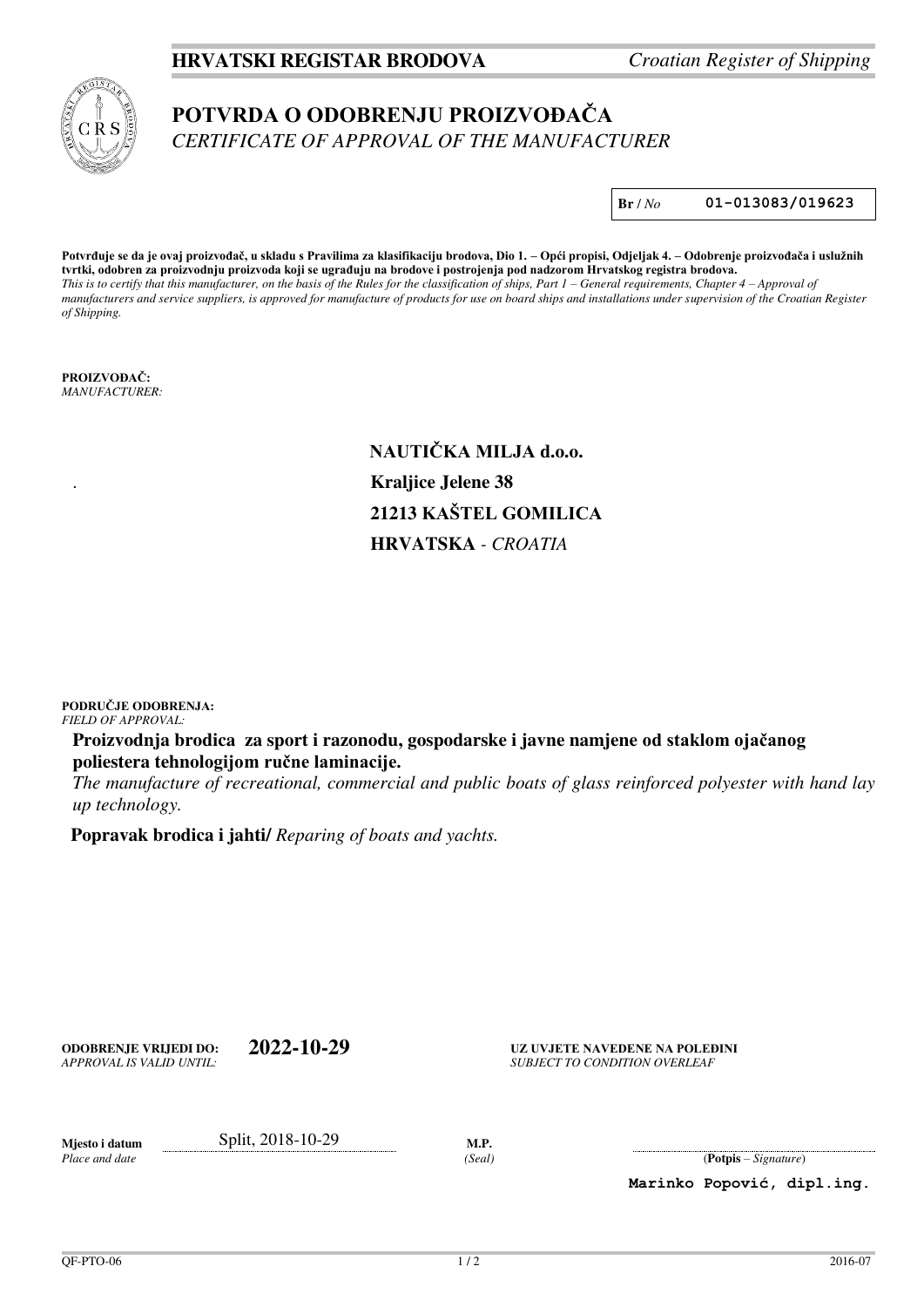**HRVATSKI REGISTAR BRODOVA** *Croatian Register of Shipping*

# POTVRDA O ODOBRENJU PROIZVOĐAČA
*CERTIFICATE OF APPROVAL OF THE MANUFACTURER*

**Br** / *No* **01-013083/019623**

**Potvrđuje se da je ovaj proizvođač, u skladu s Pravilima za klasifikaciju brodova, Dio 1. – Opći propisi, Odjeljak 4. – Odobrenje proizvođača i uslužnih tvrtki, odobren za proizvodnju proizvoda koji se ugrađuju na brodove i postrojenja pod nadzorom Hrvatskog registra brodova.**
*This is to certify that this manufacturer, on the basis of the Rules for the classification of ships, Part 1 – General requirements, Chapter 4 – Approval of manufacturers and service suppliers, is approved for manufacture of products for use on board ships and installations under supervision of the Croatian Register of Shipping.*

**PROIZVOĐAČ:**
*MANUFACTURER:*

**NAUTIČKA MILJA d.o.o.**
**Kraljice Jelene 38**
**21213 KAŠTEL GOMILICA**
**HRVATSKA** - *CROATIA*

**PODRUČJE ODOBRENJA:**
*FIELD OF APPROVAL:*

**Proizvodnja brodica za sport i razonodu, gospodarske i javne namjene od staklom ojačanog poliestera tehnologijom ručne laminacije.**
*The manufacture of recreational, commercial and public boats of glass reinforced polyester with hand lay up technology.*

**Popravak brodica i jahti/** *Reparing of boats and yachts.*

**ODOBRENJE VRIJEDI DO:** *APPROVAL IS VALID UNTIL:* **2022-10-29**

**UZ UVJETE NAVEDENE NA POLEĐINI**
*SUBJECT TO CONDITION OVERLEAF*

**Mjesto i datum** *Place and date*: Split, 2018-10-29

**M.P.** *(Seal)*

(**Potpis** – *Signature*)

**Marinko Popović, dipl.ing.**

QF-PTO-06 2016-07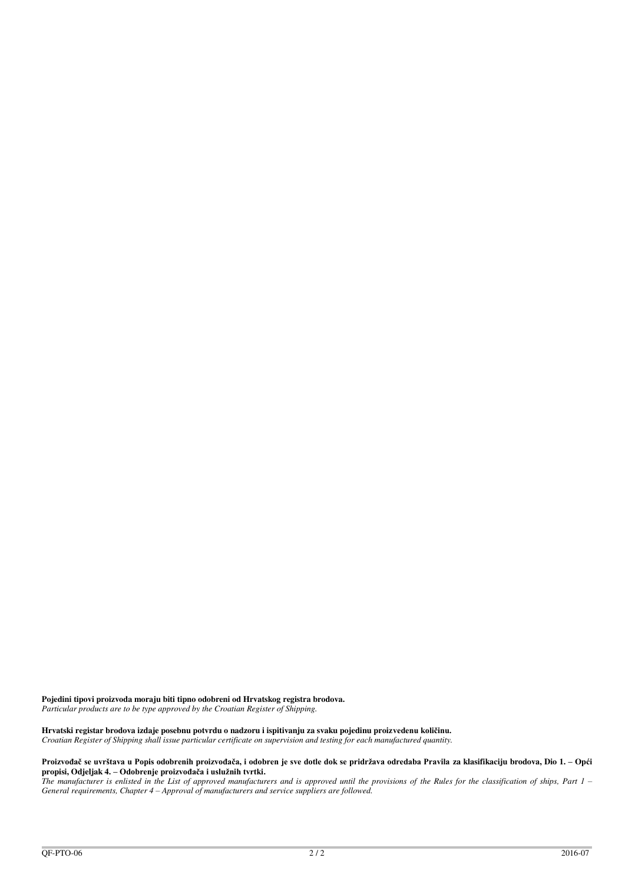**Pojedini tipovi proizvoda moraju biti tipno odobreni od Hrvatskog registra brodova.**
*Particular products are to be type approved by the Croatian Register of Shipping.*

**Hrvatski registar brodova izdaje posebnu potvrdu o nadzoru i ispitivanju za svaku pojedinu proizvedenu količinu.**
*Croatian Register of Shipping shall issue particular certificate on supervision and testing for each manufactured quantity.*

**Proizvođač se uvrštava u Popis odobrenih proizvođača, i odobren je sve dotle dok se pridržava odredaba Pravila za klasifikaciju brodova, Dio 1. – Opći propisi, Odjeljak 4. – Odobrenje proizvođača i uslužnih tvrtki.**
*The manufacturer is enlisted in the List of approved manufacturers and is approved until the provisions of the Rules for the classification of ships, Part 1 – General requirements, Chapter 4 – Approval of manufacturers and service suppliers are followed.*